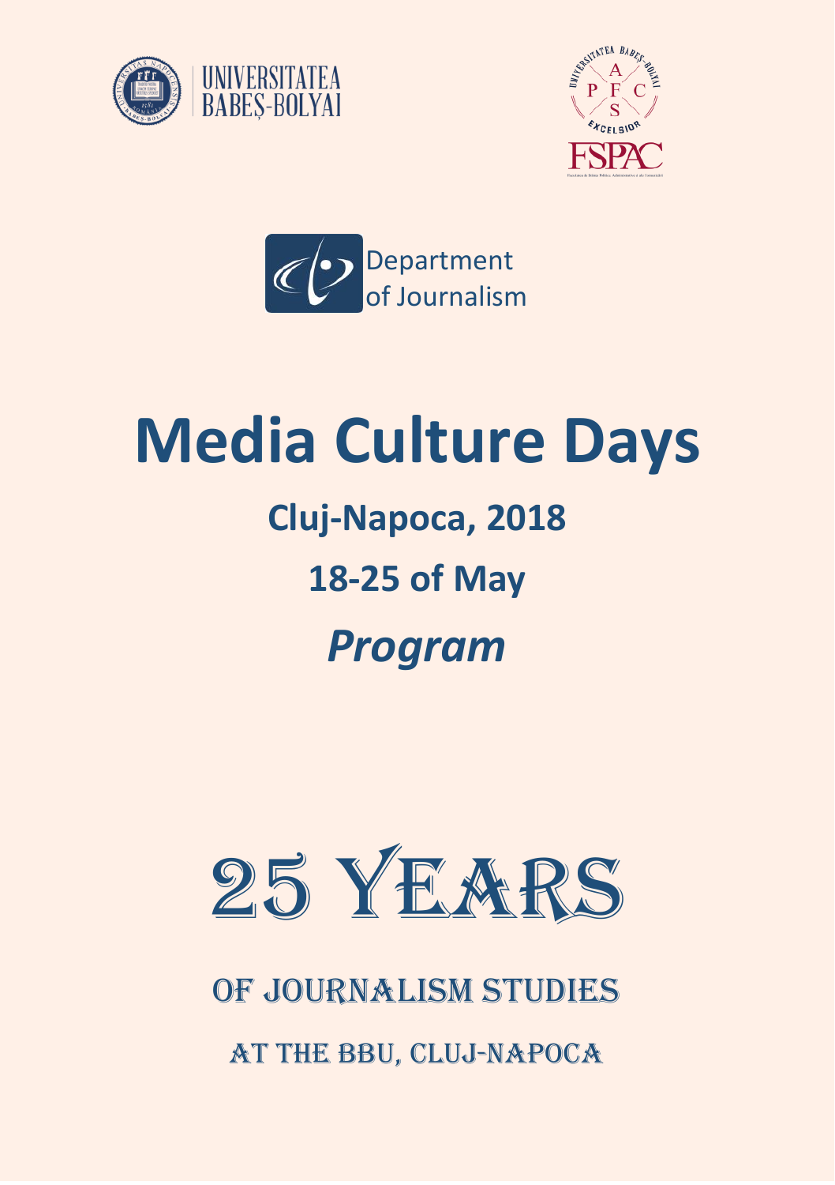UNIVERSITATEA BABEȘ-BOLYAI

FSPAC

Department of Journalism

# Media Culture Days

## Cluj-Napoca, 2018

## 18-25 of May

## *Program*

# 25 YEARS

## OF JOURNALISM STUDIES

### AT THE BBU, CLUJ-NAPOCA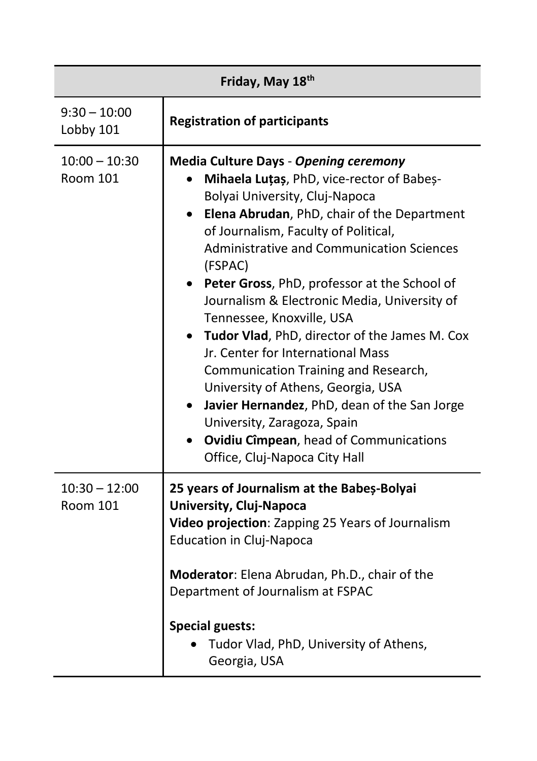| Friday, May 18th | |
| --- | --- |
| 9:30 – 10:00<br>Lobby 101 | **Registration of participants** |
| 10:00 – 10:30<br>Room 101 | **Media Culture Days** - ***Opening ceremony***<br>• **Mihaela Luțaș**, PhD, vice-rector of Babeș-Bolyai University, Cluj-Napoca<br>• **Elena Abrudan**, PhD, chair of the Department of Journalism, Faculty of Political, Administrative and Communication Sciences (FSPAC)<br>• **Peter Gross**, PhD, professor at the School of Journalism & Electronic Media, University of Tennessee, Knoxville, USA<br>• **Tudor Vlad**, PhD, director of the James M. Cox Jr. Center for International Mass Communication Training and Research, University of Athens, Georgia, USA<br>• **Javier Hernandez**, PhD, dean of the San Jorge University, Zaragoza, Spain<br>• **Ovidiu Cîmpean**, head of Communications Office, Cluj-Napoca City Hall |
| 10:30 – 12:00<br>Room 101 | **25 years of Journalism at the Babeș-Bolyai University, Cluj-Napoca**<br>**Video projection**: Zapping 25 Years of Journalism Education in Cluj-Napoca<br><br>**Moderator**: Elena Abrudan, Ph.D., chair of the Department of Journalism at FSPAC<br><br>**Special guests:**<br>• Tudor Vlad, PhD, University of Athens, Georgia, USA |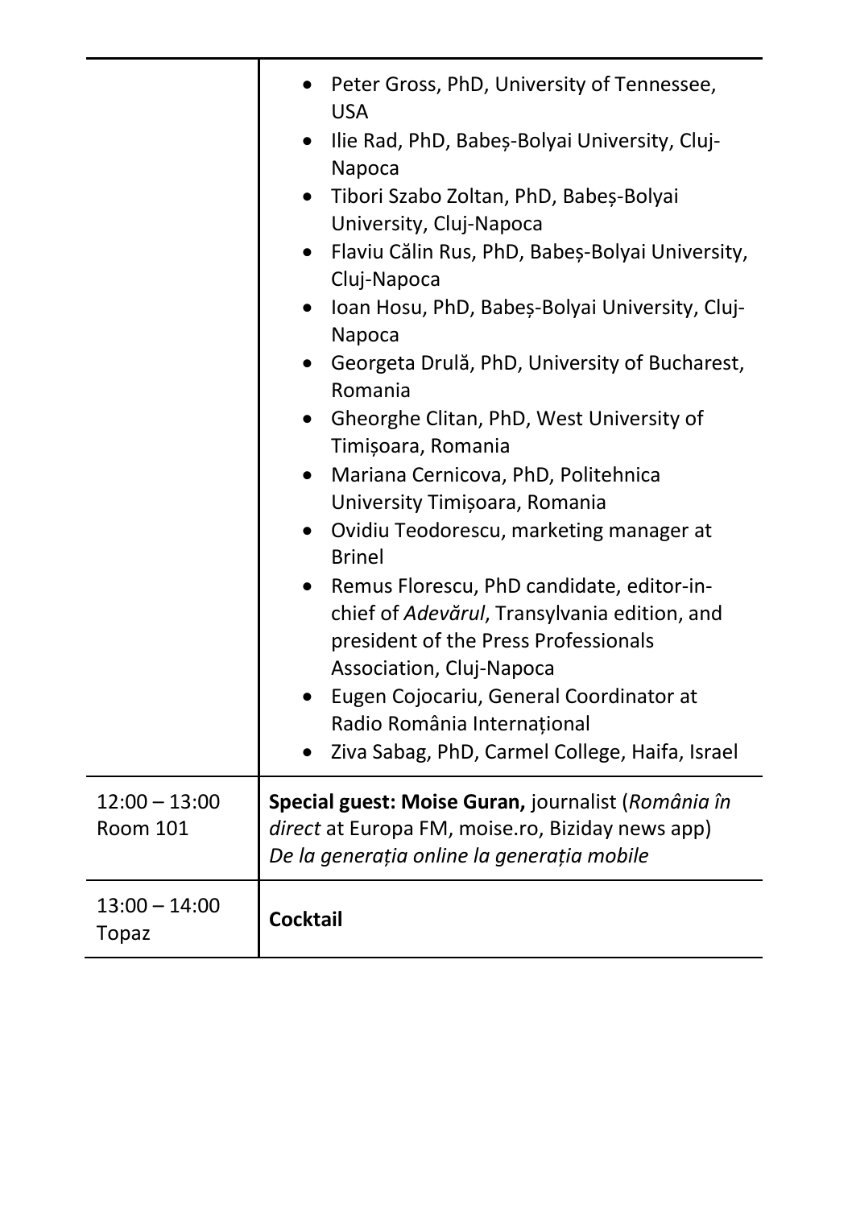| | |
|---|---|
| | • Peter Gross, PhD, University of Tennessee, USA<br>• Ilie Rad, PhD, Babeș-Bolyai University, Cluj-Napoca<br>• Tibori Szabo Zoltan, PhD, Babeș-Bolyai University, Cluj-Napoca<br>• Flaviu Călin Rus, PhD, Babeș-Bolyai University, Cluj-Napoca<br>• Ioan Hosu, PhD, Babeș-Bolyai University, Cluj-Napoca<br>• Georgeta Drulă, PhD, University of Bucharest, Romania<br>• Gheorghe Clitan, PhD, West University of Timișoara, Romania<br>• Mariana Cernicova, PhD, Politehnica University Timișoara, Romania<br>• Ovidiu Teodorescu, marketing manager at Brinel<br>• Remus Florescu, PhD candidate, editor-in-chief of *Adevărul*, Transylvania edition, and president of the Press Professionals Association, Cluj-Napoca<br>• Eugen Cojocariu, General Coordinator at Radio România Internațional<br>• Ziva Sabag, PhD, Carmel College, Haifa, Israel |
| 12:00 – 13:00<br>Room 101 | **Special guest: Moise Guran,** journalist (*România în direct* at Europa FM, moise.ro, Biziday news app)<br>*De la generația online la generația mobile* |
| 13:00 – 14:00<br>Topaz | **Cocktail** |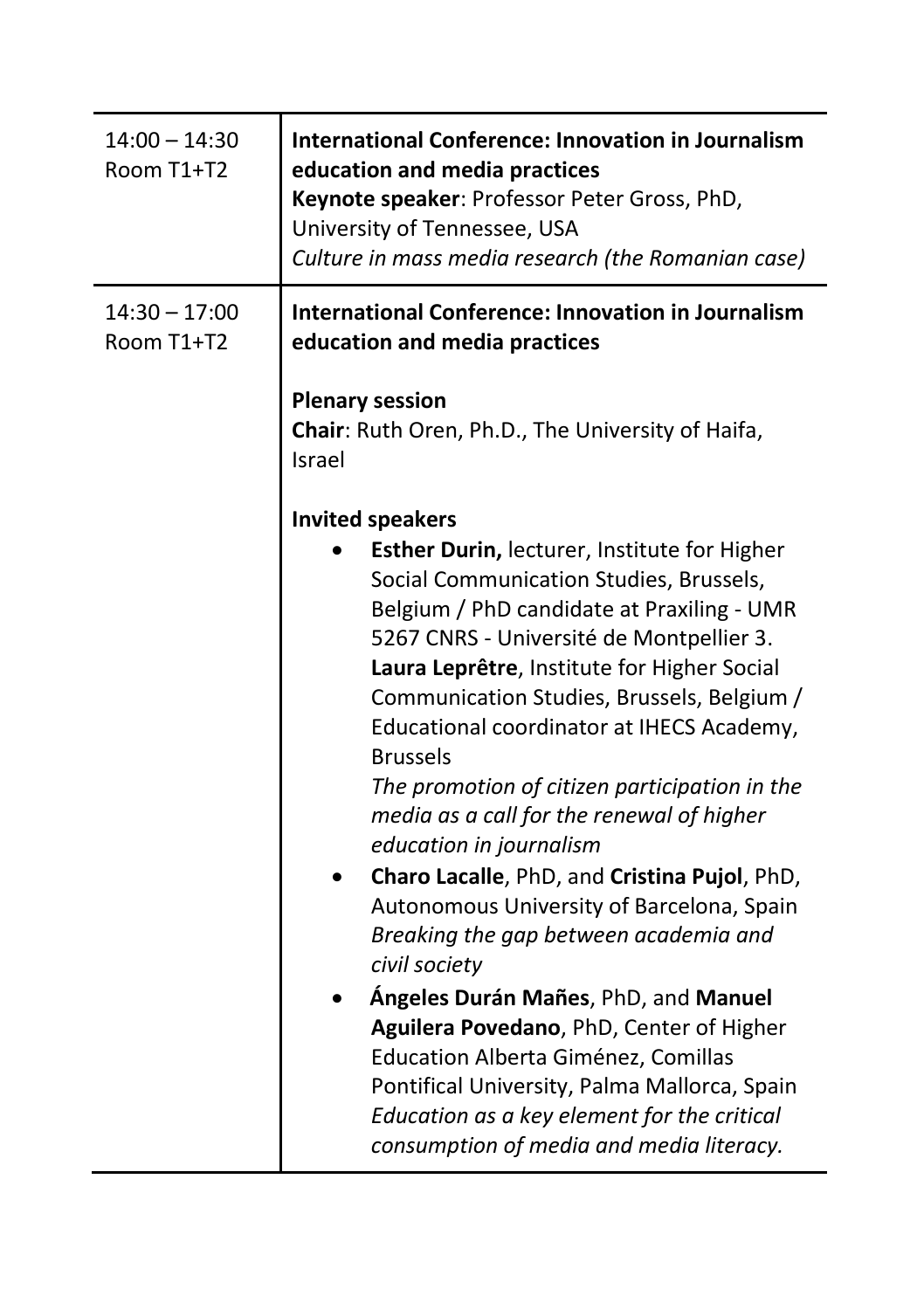| | |
|---|---|
| 14:00 – 14:30<br>Room T1+T2 | **International Conference: Innovation in Journalism education and media practices**<br>**Keynote speaker**: Professor Peter Gross, PhD, University of Tennessee, USA<br>*Culture in mass media research (the Romanian case)* |
| 14:30 – 17:00<br>Room T1+T2 | **International Conference: Innovation in Journalism education and media practices**<br><br>**Plenary session**<br>**Chair**: Ruth Oren, Ph.D., The University of Haifa, Israel<br><br>**Invited speakers**<br>• **Esther Durin,** lecturer, Institute for Higher Social Communication Studies, Brussels, Belgium / PhD candidate at Praxiling - UMR 5267 CNRS - Université de Montpellier 3. **Laura Leprêtre**, Institute for Higher Social Communication Studies, Brussels, Belgium / Educational coordinator at IHECS Academy, Brussels<br>*The promotion of citizen participation in the media as a call for the renewal of higher education in journalism*<br>• **Charo Lacalle**, PhD, and **Cristina Pujol**, PhD, Autonomous University of Barcelona, Spain<br>*Breaking the gap between academia and civil society*<br>• **Ángeles Durán Mañes**, PhD, and **Manuel Aguilera Povedano**, PhD, Center of Higher Education Alberta Giménez, Comillas Pontifical University, Palma Mallorca, Spain<br>*Education as a key element for the critical consumption of media and media literacy.* |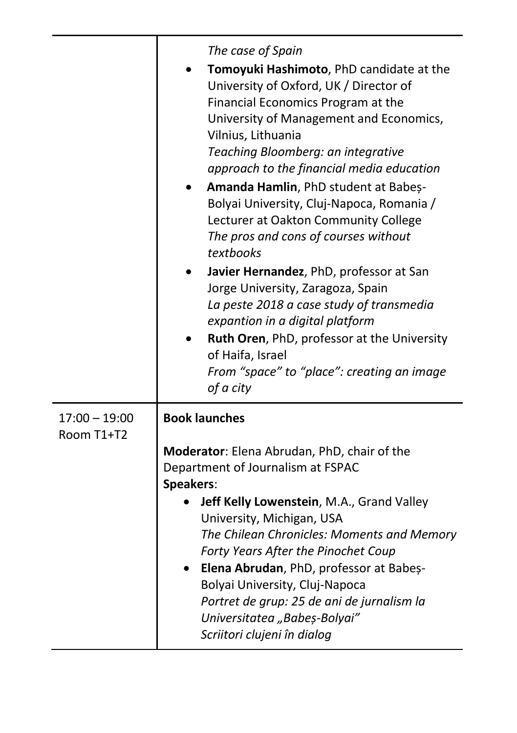| | |
|---|---|
| | *The case of Spain*<br>• **Tomoyuki Hashimoto**, PhD candidate at the University of Oxford, UK / Director of Financial Economics Program at the University of Management and Economics, Vilnius, Lithuania<br>*Teaching Bloomberg: an integrative approach to the financial media education*<br>• **Amanda Hamlin**, PhD student at Babeș-Bolyai University, Cluj-Napoca, Romania / Lecturer at Oakton Community College<br>*The pros and cons of courses without textbooks*<br>• **Javier Hernandez**, PhD, professor at San Jorge University, Zaragoza, Spain<br>*La peste 2018 a case study of transmedia expantion in a digital platform*<br>• **Ruth Oren**, PhD, professor at the University of Haifa, Israel<br>*From "space" to "place": creating an image of a city* |
| 17:00 – 19:00<br>Room T1+T2 | **Book launches**<br><br>**Moderator**: Elena Abrudan, PhD, chair of the Department of Journalism at FSPAC<br>**Speakers**:<br>• **Jeff Kelly Lowenstein**, M.A., Grand Valley University, Michigan, USA<br>*The Chilean Chronicles: Moments and Memory Forty Years After the Pinochet Coup*<br>• **Elena Abrudan**, PhD, professor at Babeș-Bolyai University, Cluj-Napoca<br>*Portret de grup: 25 de ani de jurnalism la Universitatea „Babeș-Bolyai"*<br>*Scriitori clujeni în dialog* |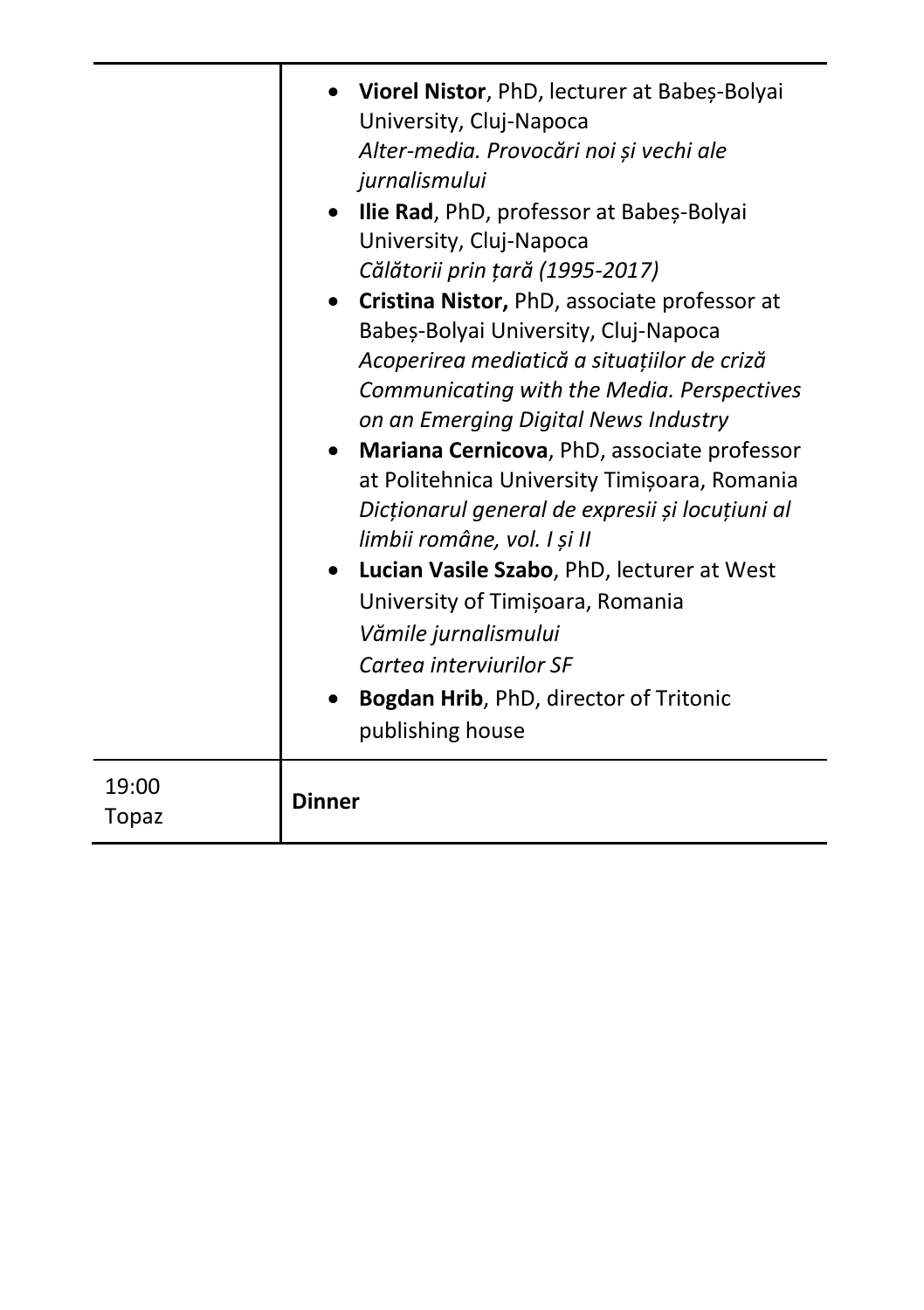| | |
|---|---|
| | • **Viorel Nistor**, PhD, lecturer at Babeș-Bolyai University, Cluj-Napoca<br>*Alter-media. Provocări noi și vechi ale jurnalismului*<br>• **Ilie Rad**, PhD, professor at Babeș-Bolyai University, Cluj-Napoca<br>*Călătorii prin țară (1995-2017)*<br>• **Cristina Nistor,** PhD, associate professor at Babeș-Bolyai University, Cluj-Napoca<br>*Acoperirea mediatică a situațiilor de criză*<br>*Communicating with the Media. Perspectives on an Emerging Digital News Industry*<br>• **Mariana Cernicova**, PhD, associate professor at Politehnica University Timișoara, Romania<br>*Dicționarul general de expresii și locuțiuni al limbii române, vol. I și II*<br>• **Lucian Vasile Szabo**, PhD, lecturer at West University of Timișoara, Romania<br>*Vămile jurnalismului*<br>*Cartea interviurilor SF*<br>• **Bogdan Hrib**, PhD, director of Tritonic publishing house |
| 19:00<br>Topaz | **Dinner** |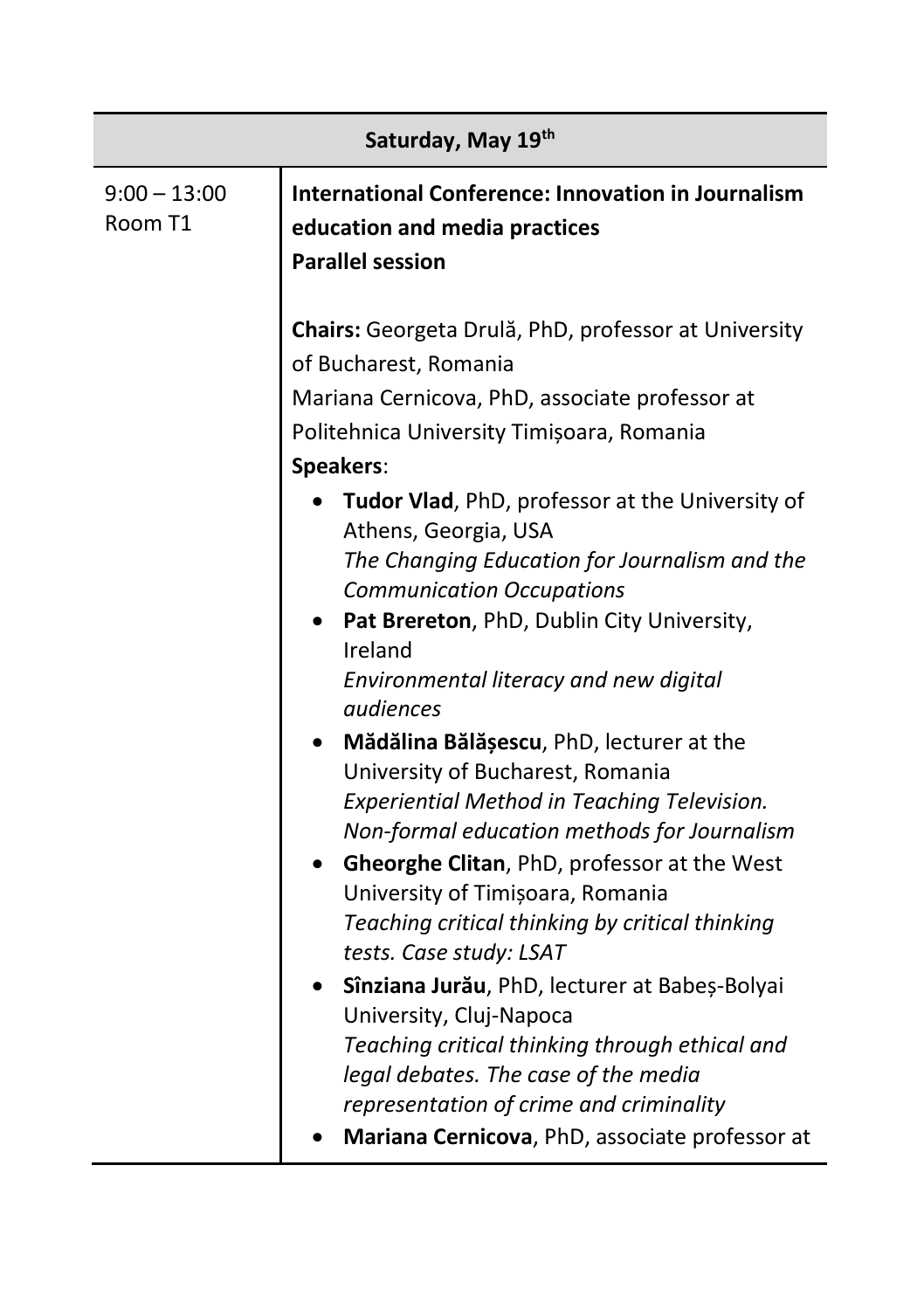| Saturday, May 19th | |
|---|---|
| 9:00 – 13:00<br>Room T1 | **International Conference: Innovation in Journalism education and media practices**<br>**Parallel session**<br><br>**Chairs:** Georgeta Drulă, PhD, professor at University of Bucharest, Romania<br>Mariana Cernicova, PhD, associate professor at Politehnica University Timișoara, Romania<br>**Speakers**:<br>• **Tudor Vlad**, PhD, professor at the University of Athens, Georgia, USA<br>*The Changing Education for Journalism and the Communication Occupations*<br>• **Pat Brereton**, PhD, Dublin City University, Ireland<br>*Environmental literacy and new digital audiences*<br>• **Mădălina Bălășescu**, PhD, lecturer at the University of Bucharest, Romania<br>*Experiential Method in Teaching Television. Non-formal education methods for Journalism*<br>• **Gheorghe Clitan**, PhD, professor at the West University of Timișoara, Romania<br>*Teaching critical thinking by critical thinking tests. Case study: LSAT*<br>• **Sînziana Jurău**, PhD, lecturer at Babeș-Bolyai University, Cluj-Napoca<br>*Teaching critical thinking through ethical and legal debates. The case of the media representation of crime and criminality*<br>• **Mariana Cernicova**, PhD, associate professor at |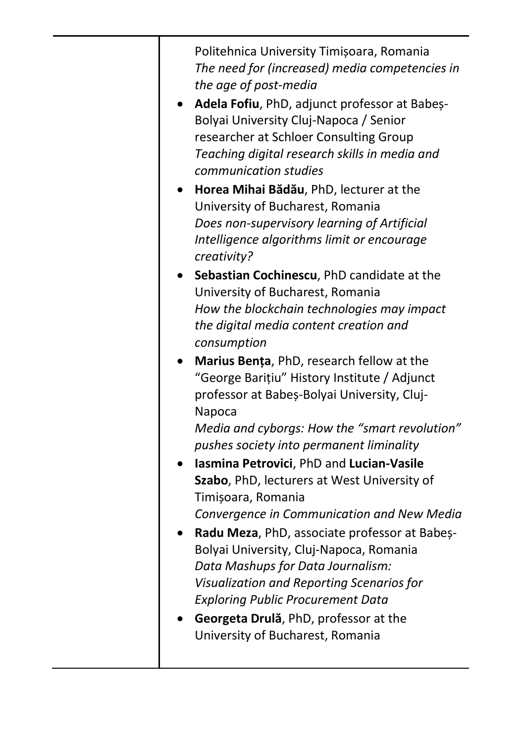|  |  |
|---|---|
|  | Politehnica University Timișoara, Romania<br>*The need for (increased) media competencies in the age of post-media*<br>• **Adela Fofiu**, PhD, adjunct professor at Babeș-Bolyai University Cluj-Napoca / Senior researcher at Schloer Consulting Group<br>*Teaching digital research skills in media and communication studies*<br>• **Horea Mihai Bădău**, PhD, lecturer at the University of Bucharest, Romania<br>*Does non-supervisory learning of Artificial Intelligence algorithms limit or encourage creativity?*<br>• **Sebastian Cochinescu**, PhD candidate at the University of Bucharest, Romania<br>*How the blockchain technologies may impact the digital media content creation and consumption*<br>• **Marius Bența**, PhD, research fellow at the "George Barițiu" History Institute / Adjunct professor at Babeș-Bolyai University, Cluj-Napoca<br>*Media and cyborgs: How the "smart revolution" pushes society into permanent liminality*<br>• **Iasmina Petrovici**, PhD and **Lucian-Vasile Szabo**, PhD, lecturers at West University of Timișoara, Romania<br>*Convergence in Communication and New Media*<br>• **Radu Meza**, PhD, associate professor at Babeș-Bolyai University, Cluj-Napoca, Romania<br>*Data Mashups for Data Journalism: Visualization and Reporting Scenarios for Exploring Public Procurement Data*<br>• **Georgeta Drulă**, PhD, professor at the University of Bucharest, Romania |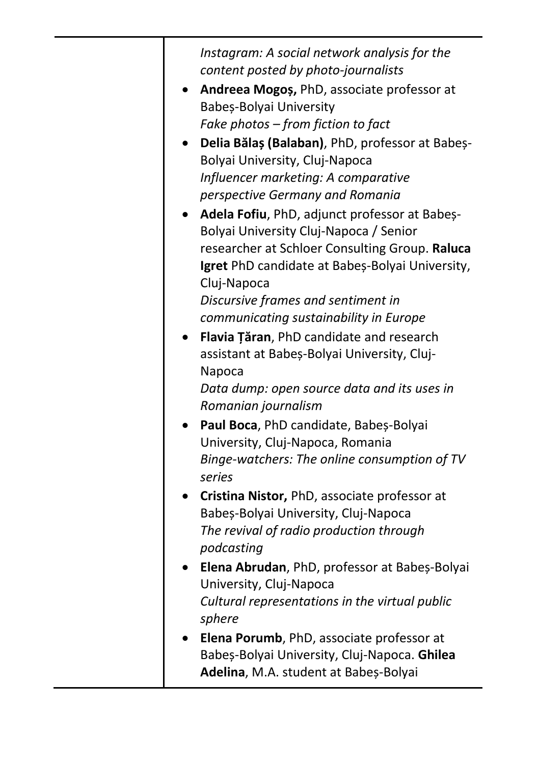| | |
|---|---|
| | *Instagram: A social network analysis for the content posted by photo-journalists*<br>• **Andreea Mogoș,** PhD, associate professor at Babeș-Bolyai University<br>*Fake photos – from fiction to fact*<br>• **Delia Bălaș (Balaban)**, PhD, professor at Babeș-Bolyai University, Cluj-Napoca<br>*Influencer marketing: A comparative perspective Germany and Romania*<br>• **Adela Fofiu**, PhD, adjunct professor at Babeș-Bolyai University Cluj-Napoca / Senior researcher at Schloer Consulting Group. **Raluca Igret** PhD candidate at Babeș-Bolyai University, Cluj-Napoca<br>*Discursive frames and sentiment in communicating sustainability in Europe*<br>• **Flavia Țăran**, PhD candidate and research assistant at Babeș-Bolyai University, Cluj-Napoca<br>*Data dump: open source data and its uses in Romanian journalism*<br>• **Paul Boca**, PhD candidate, Babeș-Bolyai University, Cluj-Napoca, Romania<br>*Binge-watchers: The online consumption of TV series*<br>• **Cristina Nistor,** PhD, associate professor at Babeș-Bolyai University, Cluj-Napoca<br>*The revival of radio production through podcasting*<br>• **Elena Abrudan**, PhD, professor at Babeș-Bolyai University, Cluj-Napoca<br>*Cultural representations in the virtual public sphere*<br>• **Elena Porumb**, PhD, associate professor at Babeș-Bolyai University, Cluj-Napoca. **Ghilea Adelina**, M.A. student at Babeș-Bolyai |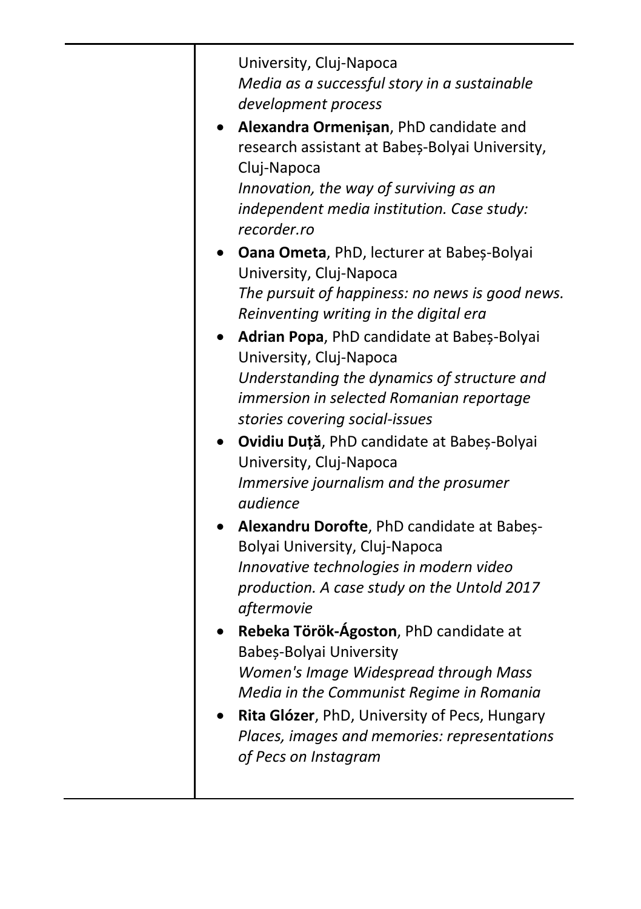University, Cluj-Napoca
*Media as a successful story in a sustainable development process*

- **Alexandra Ormenișan**, PhD candidate and research assistant at Babeș-Bolyai University, Cluj-Napoca
  *Innovation, the way of surviving as an independent media institution. Case study: recorder.ro*
- **Oana Ometa**, PhD, lecturer at Babeș-Bolyai University, Cluj-Napoca
  *The pursuit of happiness: no news is good news. Reinventing writing in the digital era*
- **Adrian Popa**, PhD candidate at Babeș-Bolyai University, Cluj-Napoca
  *Understanding the dynamics of structure and immersion in selected Romanian reportage stories covering social-issues*
- **Ovidiu Duță**, PhD candidate at Babeș-Bolyai University, Cluj-Napoca
  *Immersive journalism and the prosumer audience*
- **Alexandru Dorofte**, PhD candidate at Babeș-Bolyai University, Cluj-Napoca
  *Innovative technologies in modern video production. A case study on the Untold 2017 aftermovie*
- **Rebeka Török-Ágoston**, PhD candidate at Babeș-Bolyai University
  *Women's Image Widespread through Mass Media in the Communist Regime in Romania*
- **Rita Glózer**, PhD, University of Pecs, Hungary
  *Places, images and memories: representations of Pecs on Instagram*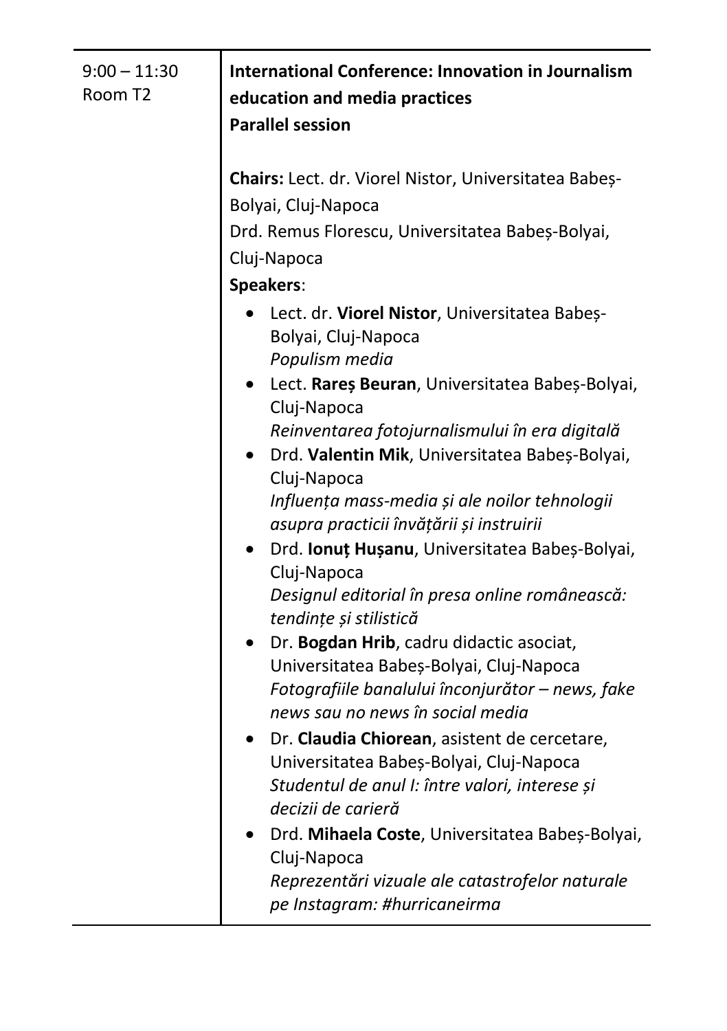| 9:00 – 11:30<br>Room T2 | **International Conference: Innovation in Journalism education and media practices**<br>**Parallel session**<br><br>**Chairs:** Lect. dr. Viorel Nistor, Universitatea Babeș-Bolyai, Cluj-Napoca<br>Drd. Remus Florescu, Universitatea Babeș-Bolyai, Cluj-Napoca<br>**Speakers**:<br>• Lect. dr. **Viorel Nistor**, Universitatea Babeș-Bolyai, Cluj-Napoca<br>*Populism media*<br>• Lect. **Rareș Beuran**, Universitatea Babeș-Bolyai, Cluj-Napoca<br>*Reinventarea fotojurnalismului în era digitală*<br>• Drd. **Valentin Mik**, Universitatea Babeș-Bolyai, Cluj-Napoca<br>*Influența mass-media și ale noilor tehnologii asupra practicii învățării și instruirii*<br>• Drd. **Ionuț Hușanu**, Universitatea Babeș-Bolyai, Cluj-Napoca<br>*Designul editorial în presa online românească: tendințe și stilistică*<br>• Dr. **Bogdan Hrib**, cadru didactic asociat, Universitatea Babeș-Bolyai, Cluj-Napoca<br>*Fotografiile banalului înconjurător – news, fake news sau no news în social media*<br>• Dr. **Claudia Chiorean**, asistent de cercetare, Universitatea Babeș-Bolyai, Cluj-Napoca<br>*Studentul de anul I: între valori, interese și decizii de carieră*<br>• Drd. **Mihaela Coste**, Universitatea Babeș-Bolyai, Cluj-Napoca<br>*Reprezentări vizuale ale catastrofelor naturale pe Instagram: #hurricaneirma* |
|---|---|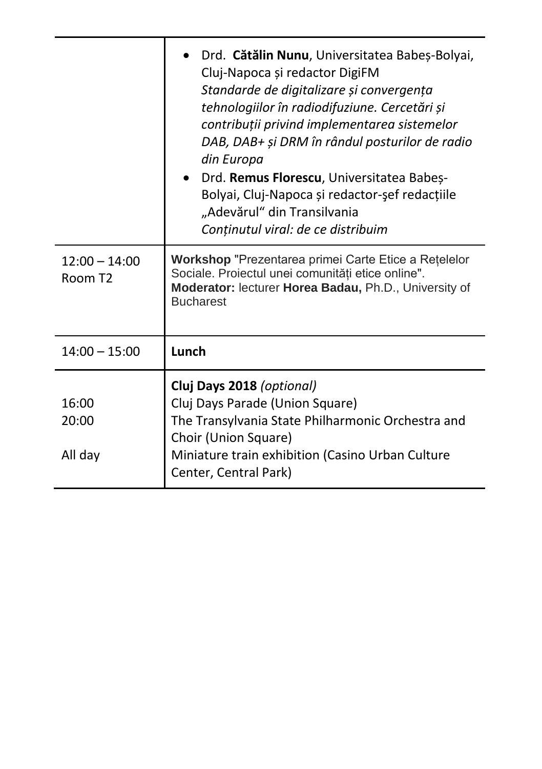| | |
|---|---|
| | • Drd. **Cătălin Nunu**, Universitatea Babeș-Bolyai, Cluj-Napoca și redactor DigiFM<br>*Standarde de digitalizare și convergența tehnologiilor în radiodifuziune. Cercetări și contribuții privind implementarea sistemelor DAB, DAB+ și DRM în rândul posturilor de radio din Europa*<br>• Drd. **Remus Florescu**, Universitatea Babeș-Bolyai, Cluj-Napoca și redactor-şef redacțiile „Adevărul" din Transilvania<br>*Conținutul viral: de ce distribuim* |
| 12:00 – 14:00<br>Room T2 | **Workshop** "Prezentarea primei Carte Etice a Rețelelor Sociale. Proiectul unei comunități etice online".<br>**Moderator:** lecturer **Horea Badau,** Ph.D., University of Bucharest |
| 14:00 – 15:00 | **Lunch** |
| <br>16:00<br>20:00<br><br>All day | **Cluj Days 2018** *(optional)*<br>Cluj Days Parade (Union Square)<br>The Transylvania State Philharmonic Orchestra and Choir (Union Square)<br>Miniature train exhibition (Casino Urban Culture Center, Central Park) |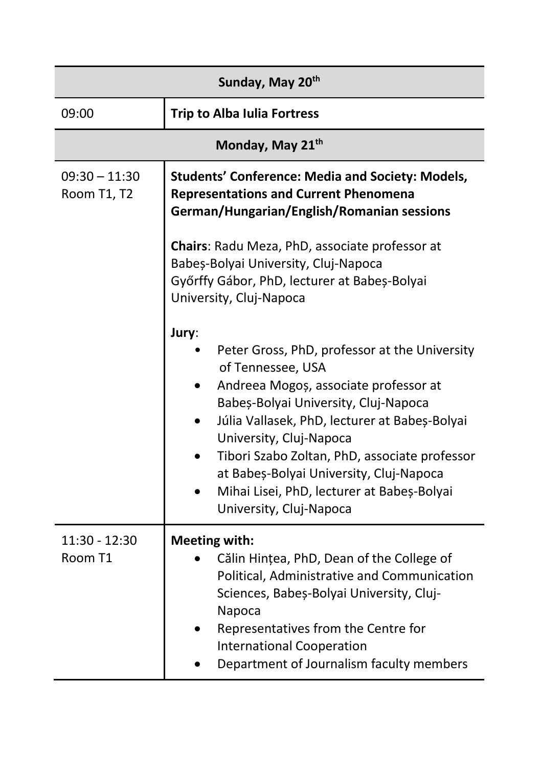| Sunday, May 20th | |
|---|---|
| 09:00 | **Trip to Alba Iulia Fortress** |
| **Monday, May 21th** | |
| 09:30 – 11:30<br>Room T1, T2 | **Students' Conference: Media and Society: Models, Representations and Current Phenomena German/Hungarian/English/Romanian sessions**<br><br>**Chairs**: Radu Meza, PhD, associate professor at Babeș-Bolyai University, Cluj-Napoca<br>Győrffy Gábor, PhD, lecturer at Babeș-Bolyai University, Cluj-Napoca<br><br>**Jury**:<br>• Peter Gross, PhD, professor at the University of Tennessee, USA<br>• Andreea Mogoș, associate professor at Babeș-Bolyai University, Cluj-Napoca<br>• Júlia Vallasek, PhD, lecturer at Babeș-Bolyai University, Cluj-Napoca<br>• Tibori Szabo Zoltan, PhD, associate professor at Babeș-Bolyai University, Cluj-Napoca<br>• Mihai Lisei, PhD, lecturer at Babeș-Bolyai University, Cluj-Napoca |
| 11:30 - 12:30<br>Room T1 | **Meeting with:**<br>• Călin Hințea, PhD, Dean of the College of Political, Administrative and Communication Sciences, Babeș-Bolyai University, Cluj-Napoca<br>• Representatives from the Centre for International Cooperation<br>• Department of Journalism faculty members |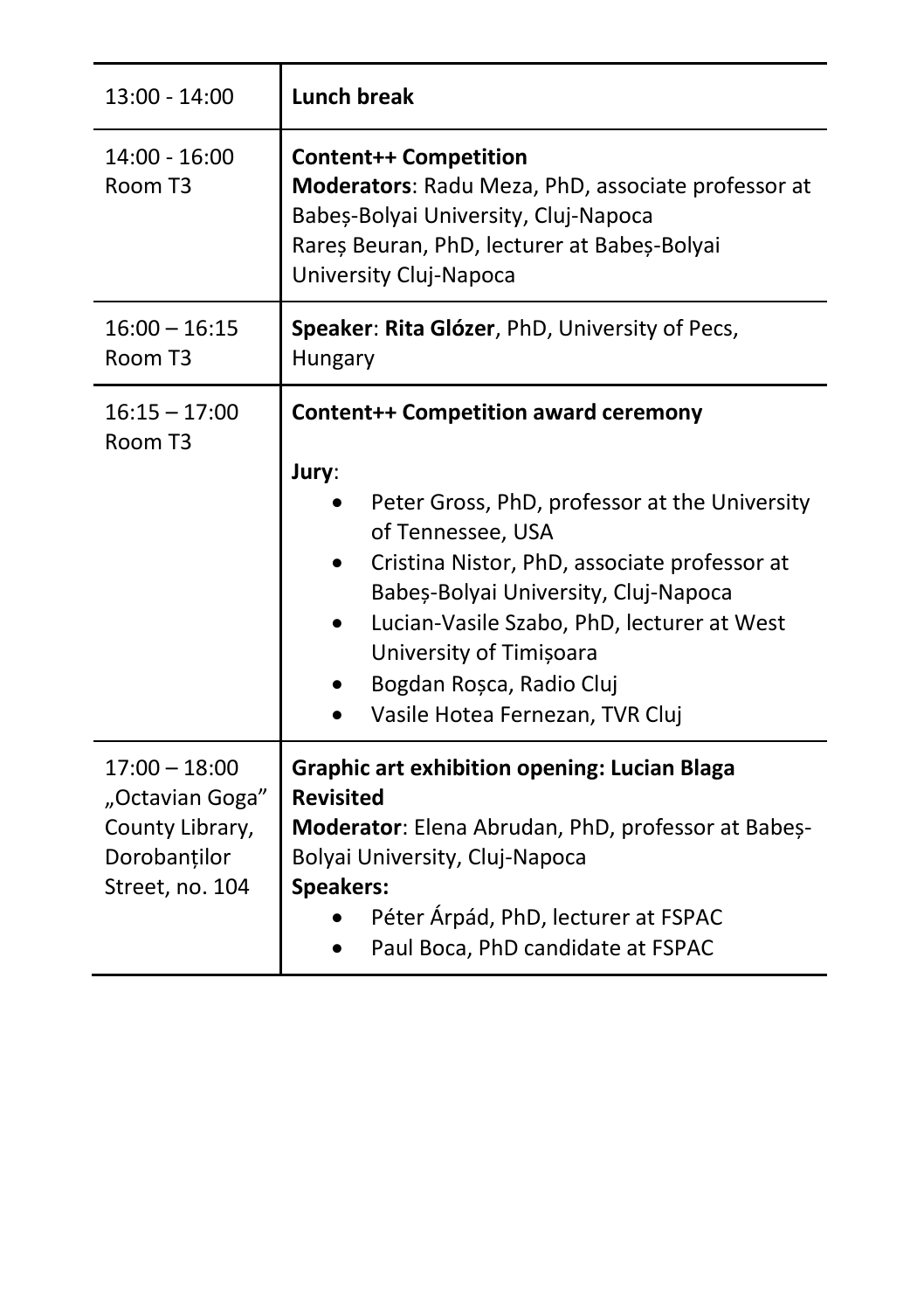| | |
|---|---|
| 13:00 - 14:00 | **Lunch break** |
| 14:00 - 16:00<br>Room T3 | **Content++ Competition**<br>**Moderators**: Radu Meza, PhD, associate professor at Babeș-Bolyai University, Cluj-Napoca<br>Rareș Beuran, PhD, lecturer at Babeș-Bolyai University Cluj-Napoca |
| 16:00 – 16:15<br>Room T3 | **Speaker**: **Rita Glózer**, PhD, University of Pecs, Hungary |
| 16:15 – 17:00<br>Room T3 | **Content++ Competition award ceremony**<br><br>**Jury**:<br>• Peter Gross, PhD, professor at the University of Tennessee, USA<br>• Cristina Nistor, PhD, associate professor at Babeș-Bolyai University, Cluj-Napoca<br>• Lucian-Vasile Szabo, PhD, lecturer at West University of Timișoara<br>• Bogdan Roșca, Radio Cluj<br>• Vasile Hotea Fernezan, TVR Cluj |
| 17:00 – 18:00<br>„Octavian Goga" County Library, Dorobanților Street, no. 104 | **Graphic art exhibition opening: Lucian Blaga Revisited**<br>**Moderator**: Elena Abrudan, PhD, professor at Babeș-Bolyai University, Cluj-Napoca<br>**Speakers:**<br>• Péter Árpád, PhD, lecturer at FSPAC<br>• Paul Boca, PhD candidate at FSPAC |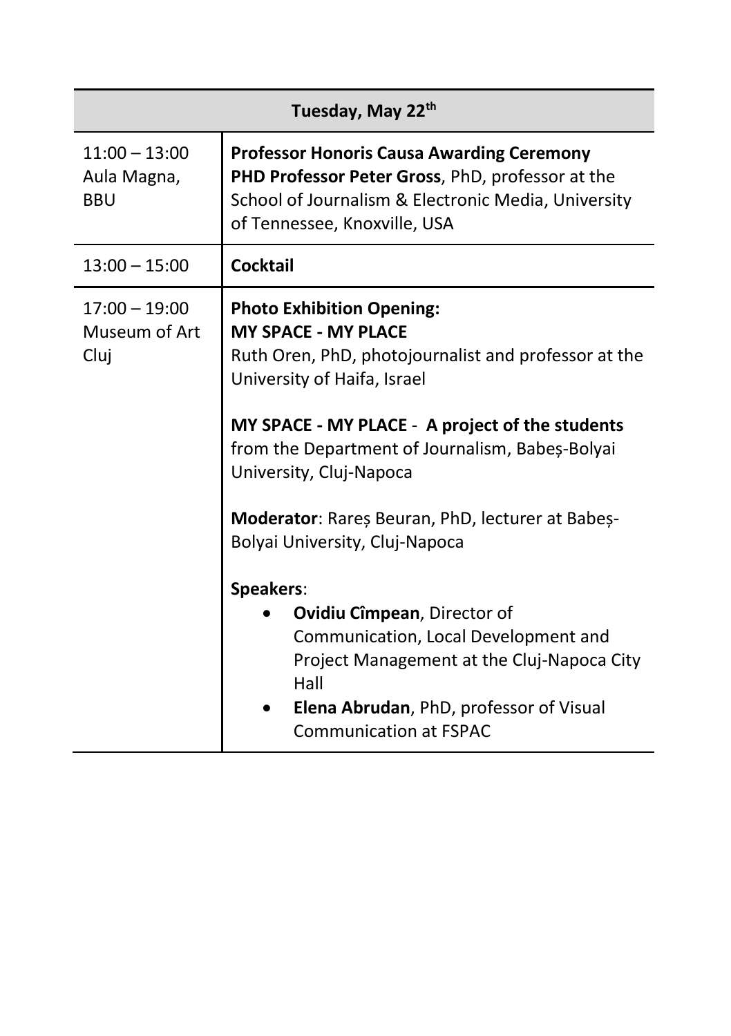| Tuesday, May 22th | |
|---|---|
| 11:00 – 13:00<br>Aula Magna, BBU | **Professor Honoris Causa Awarding Ceremony**<br>**PHD Professor Peter Gross**, PhD, professor at the School of Journalism & Electronic Media, University of Tennessee, Knoxville, USA |
| 13:00 – 15:00 | **Cocktail** |
| 17:00 – 19:00<br>Museum of Art Cluj | **Photo Exhibition Opening:**<br>**MY SPACE - MY PLACE**<br>Ruth Oren, PhD, photojournalist and professor at the University of Haifa, Israel<br><br>**MY SPACE - MY PLACE** - **A project of the students** from the Department of Journalism, Babeș-Bolyai University, Cluj-Napoca<br><br>**Moderator**: Rareș Beuran, PhD, lecturer at Babeș-Bolyai University, Cluj-Napoca<br><br>**Speakers**:<br>• **Ovidiu Cîmpean**, Director of Communication, Local Development and Project Management at the Cluj-Napoca City Hall<br>• **Elena Abrudan**, PhD, professor of Visual Communication at FSPAC |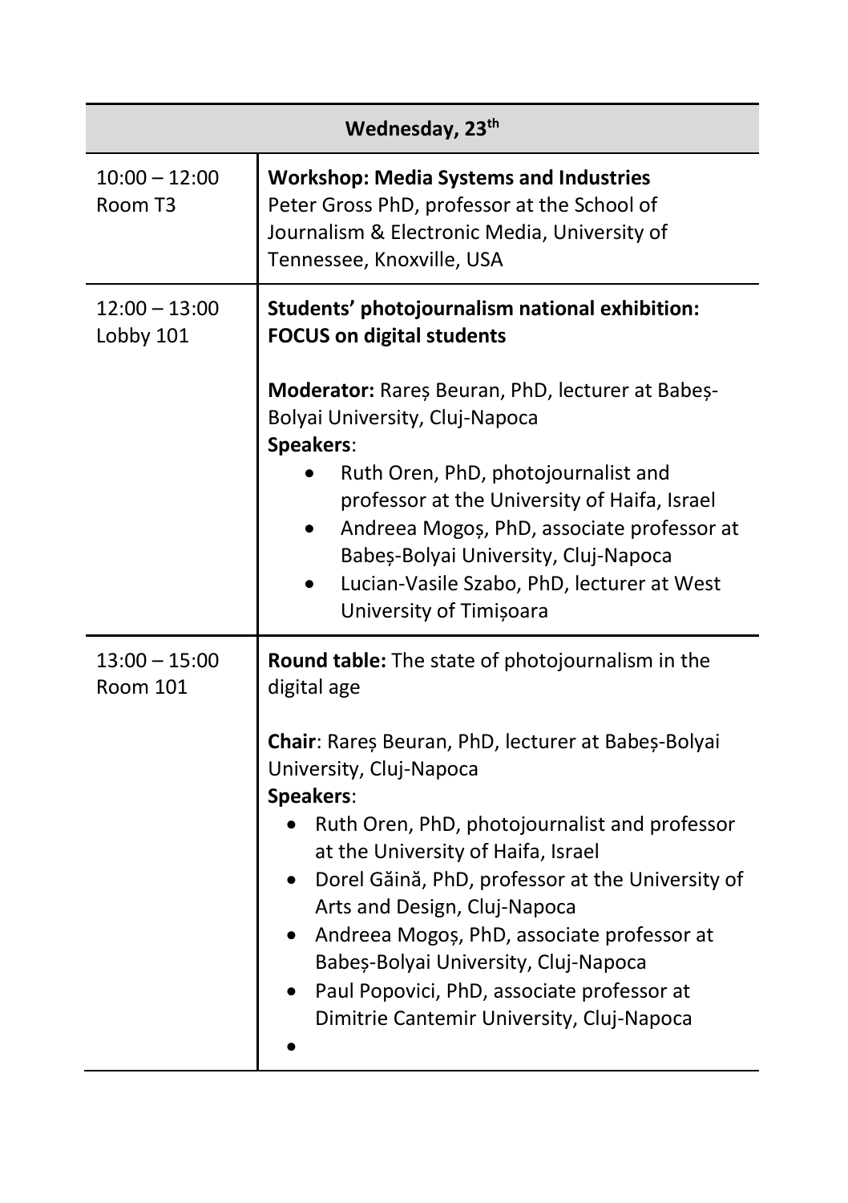| Wednesday, 23th | |
|---|---|
| 10:00 – 12:00<br>Room T3 | **Workshop: Media Systems and Industries**<br>Peter Gross PhD, professor at the School of Journalism & Electronic Media, University of Tennessee, Knoxville, USA |
| 12:00 – 13:00<br>Lobby 101 | **Students' photojournalism national exhibition: FOCUS on digital students**<br><br>**Moderator:** Rareș Beuran, PhD, lecturer at Babeș-Bolyai University, Cluj-Napoca<br>**Speakers**:<br>• Ruth Oren, PhD, photojournalist and professor at the University of Haifa, Israel<br>• Andreea Mogoș, PhD, associate professor at Babeș-Bolyai University, Cluj-Napoca<br>• Lucian-Vasile Szabo, PhD, lecturer at West University of Timișoara |
| 13:00 – 15:00<br>Room 101 | **Round table:** The state of photojournalism in the digital age<br><br>**Chair**: Rareș Beuran, PhD, lecturer at Babeș-Bolyai University, Cluj-Napoca<br>**Speakers**:<br>• Ruth Oren, PhD, photojournalist and professor at the University of Haifa, Israel<br>• Dorel Găină, PhD, professor at the University of Arts and Design, Cluj-Napoca<br>• Andreea Mogoș, PhD, associate professor at Babeș-Bolyai University, Cluj-Napoca<br>• Paul Popovici, PhD, associate professor at Dimitrie Cantemir University, Cluj-Napoca<br>• |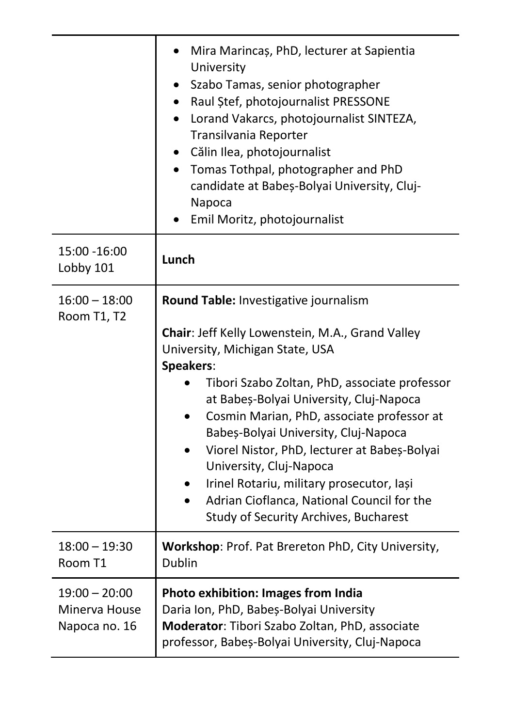| | |
|---|---|
| | • Mira Marincaș, PhD, lecturer at Sapientia University<br>• Szabo Tamas, senior photographer<br>• Raul Ștef, photojournalist PRESSONE<br>• Lorand Vakarcs, photojournalist SINTEZA, Transilvania Reporter<br>• Călin Ilea, photojournalist<br>• Tomas Tothpal, photographer and PhD candidate at Babeș-Bolyai University, Cluj-Napoca<br>• Emil Moritz, photojournalist |
| 15:00 -16:00<br>Lobby 101 | **Lunch** |
| 16:00 – 18:00<br>Room T1, T2 | **Round Table:** Investigative journalism<br><br>**Chair**: Jeff Kelly Lowenstein, M.A., Grand Valley University, Michigan State, USA<br>**Speakers**:<br>• Tibori Szabo Zoltan, PhD, associate professor at Babeș-Bolyai University, Cluj-Napoca<br>• Cosmin Marian, PhD, associate professor at Babeș-Bolyai University, Cluj-Napoca<br>• Viorel Nistor, PhD, lecturer at Babeș-Bolyai University, Cluj-Napoca<br>• Irinel Rotariu, military prosecutor, Iași<br>• Adrian Cioflanca, National Council for the Study of Security Archives, Bucharest |
| 18:00 – 19:30<br>Room T1 | **Workshop**: Prof. Pat Brereton PhD, City University, Dublin |
| 19:00 – 20:00<br>Minerva House<br>Napoca no. 16 | **Photo exhibition: Images from India**<br>Daria Ion, PhD, Babeș-Bolyai University<br>**Moderator**: Tibori Szabo Zoltan, PhD, associate professor, Babeș-Bolyai University, Cluj-Napoca |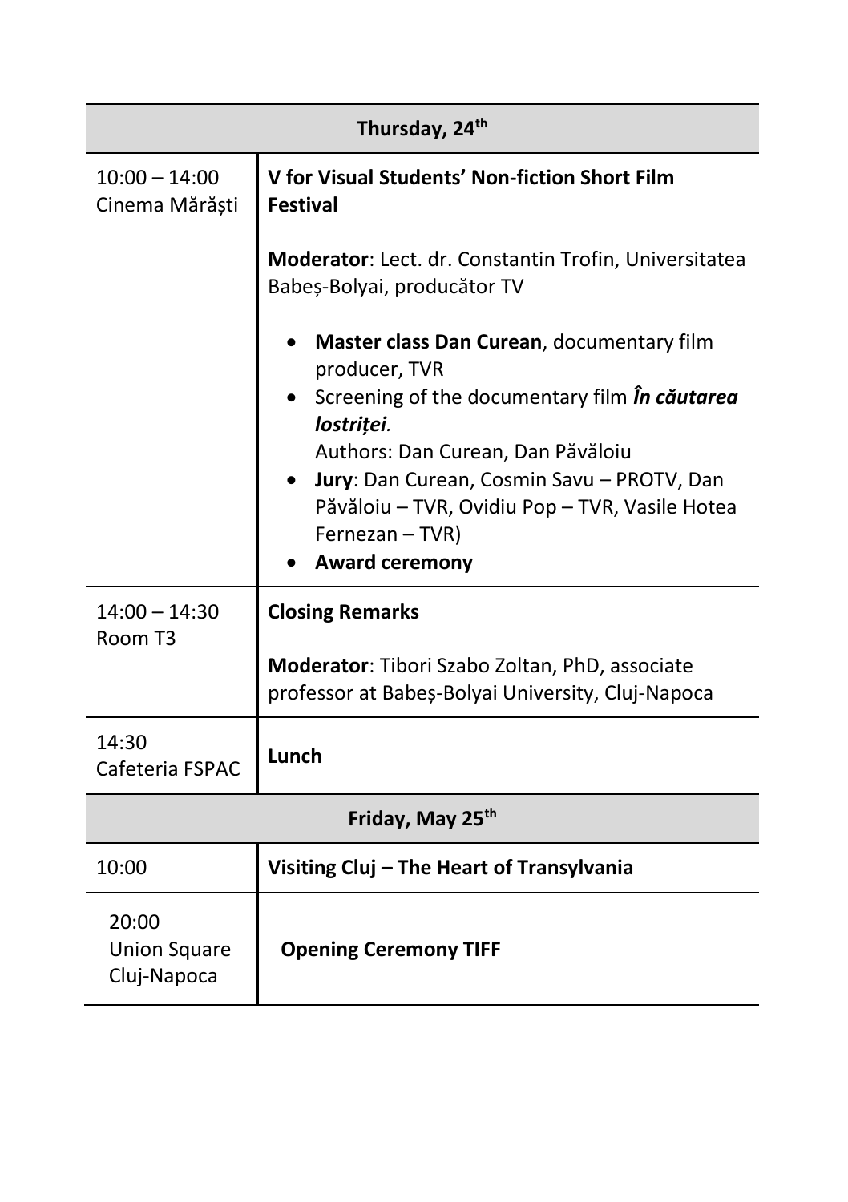| Thursday, 24th | |
|---|---|
| 10:00 – 14:00<br>Cinema Mărăști | **V for Visual Students' Non-fiction Short Film Festival**<br><br>**Moderator**: Lect. dr. Constantin Trofin, Universitatea Babeș-Bolyai, producător TV<br><br>• **Master class Dan Curean**, documentary film producer, TVR<br>• Screening of the documentary film ***În căutarea lostriței***.<br>Authors: Dan Curean, Dan Păvăloiu<br>• **Jury**: Dan Curean, Cosmin Savu – PROTV, Dan Păvăloiu – TVR, Ovidiu Pop – TVR, Vasile Hotea Fernezan – TVR)<br>• **Award ceremony** |
| 14:00 – 14:30<br>Room T3 | **Closing Remarks**<br><br>**Moderator**: Tibori Szabo Zoltan, PhD, associate professor at Babeș-Bolyai University, Cluj-Napoca |
| 14:30<br>Cafeteria FSPAC | **Lunch** |
| **Friday, May 25th** | |
| 10:00 | **Visiting Cluj – The Heart of Transylvania** |
| 20:00<br>Union Square<br>Cluj-Napoca | **Opening Ceremony TIFF** |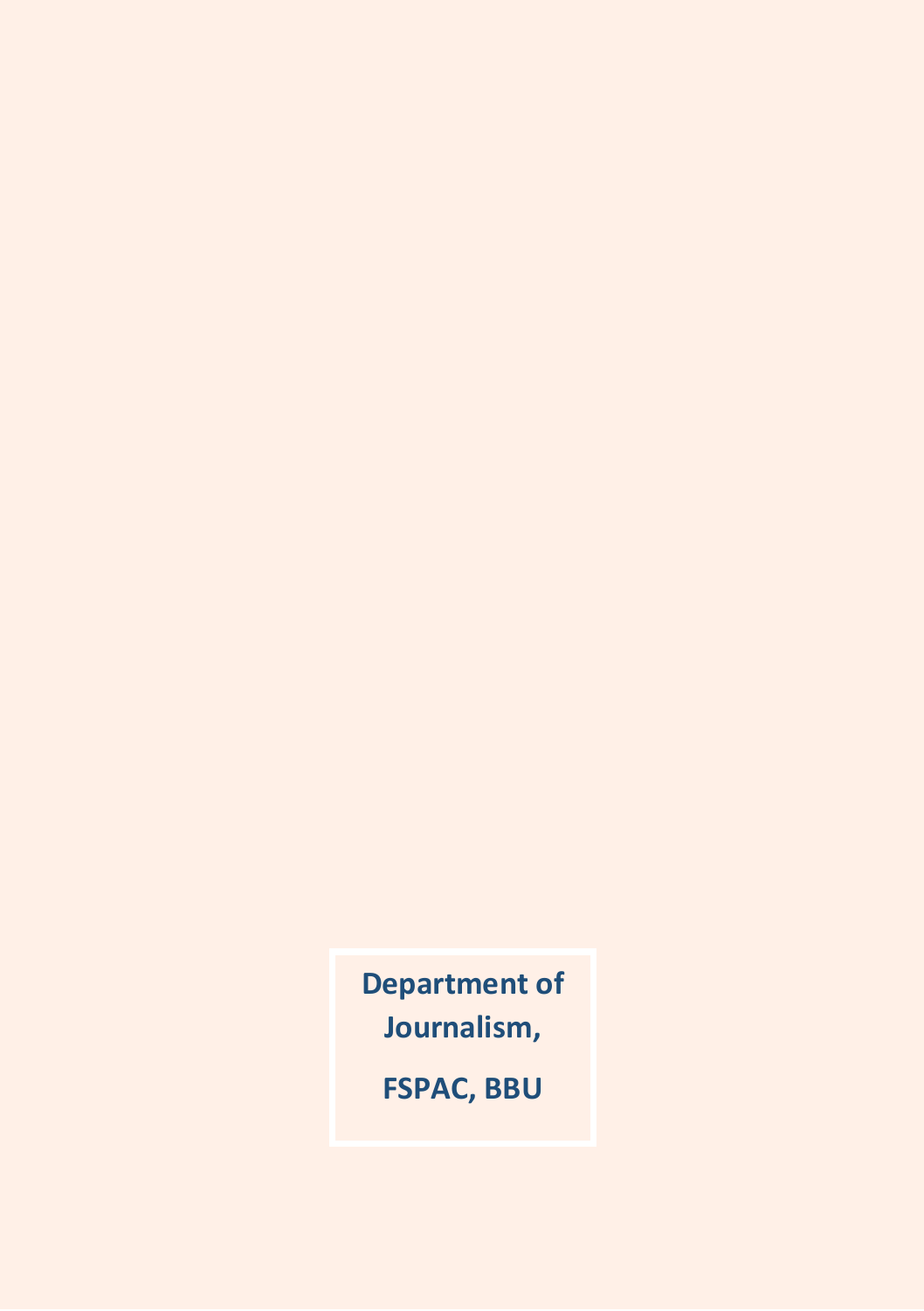**Department of Journalism,**

**FSPAC, BBU**